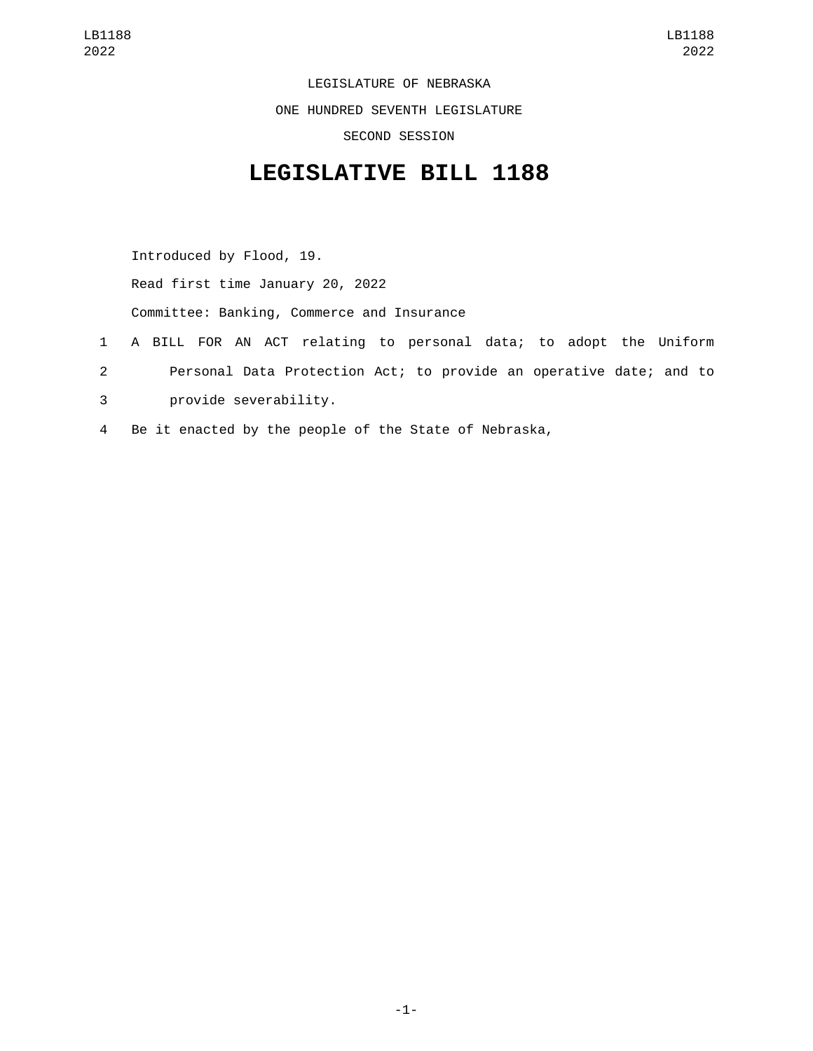LEGISLATURE OF NEBRASKA

ONE HUNDRED SEVENTH LEGISLATURE

SECOND SESSION

# LEGISLATIVE BILL 1188

Introduced by Flood, 19.

Read first time January 20, 2022

Committee: Banking, Commerce and Insurance

1 A BILL FOR AN ACT relating to personal data; to adopt the Uniform
2 Personal Data Protection Act; to provide an operative date; and to
3 provide severability.

4 Be it enacted by the people of the State of Nebraska,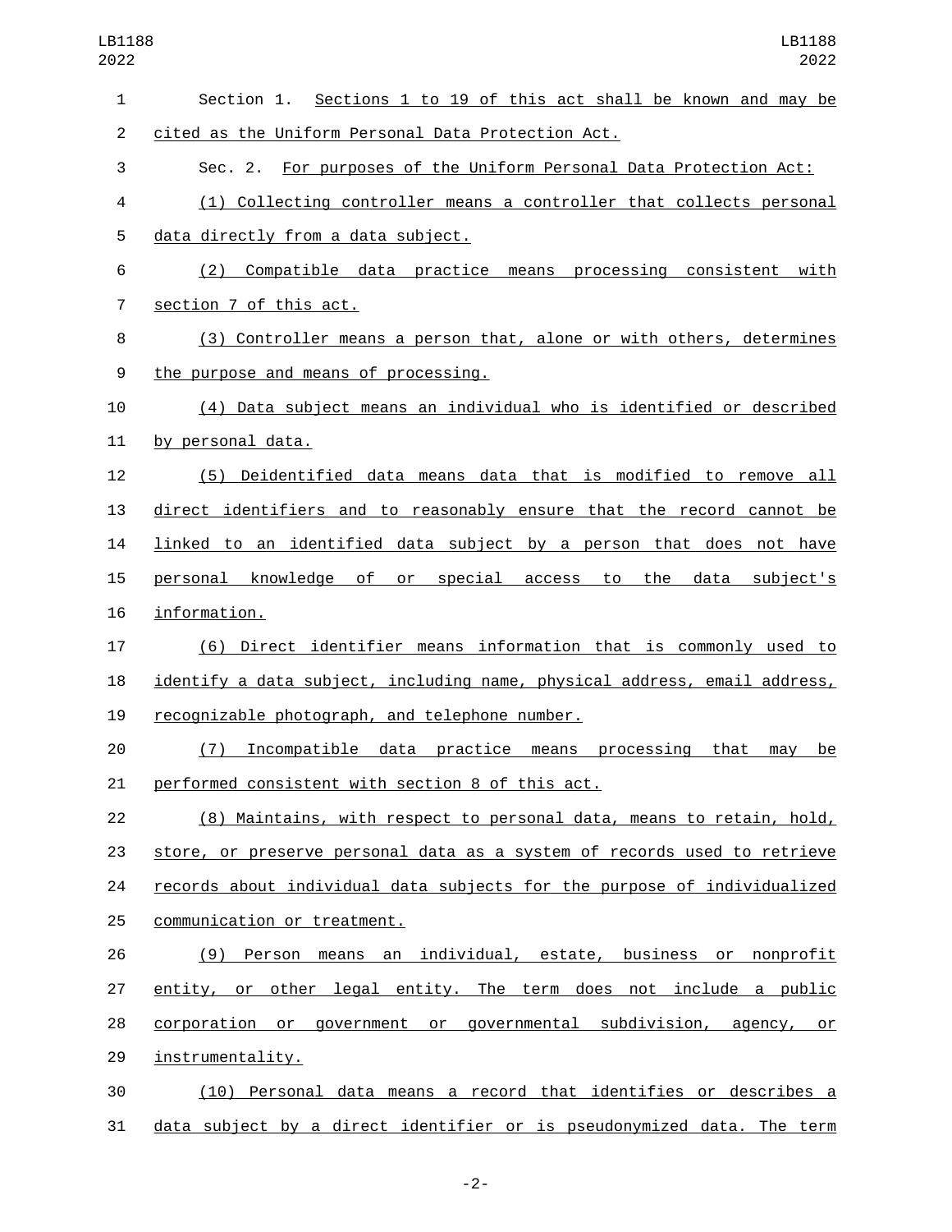Section 1. Sections 1 to 19 of this act shall be known and may be cited as the Uniform Personal Data Protection Act.

Sec. 2. For purposes of the Uniform Personal Data Protection Act:

(1) Collecting controller means a controller that collects personal data directly from a data subject.

(2) Compatible data practice means processing consistent with section 7 of this act.

(3) Controller means a person that, alone or with others, determines the purpose and means of processing.

(4) Data subject means an individual who is identified or described by personal data.

(5) Deidentified data means data that is modified to remove all direct identifiers and to reasonably ensure that the record cannot be linked to an identified data subject by a person that does not have personal knowledge of or special access to the data subject's information.

(6) Direct identifier means information that is commonly used to identify a data subject, including name, physical address, email address, recognizable photograph, and telephone number.

(7) Incompatible data practice means processing that may be performed consistent with section 8 of this act.

(8) Maintains, with respect to personal data, means to retain, hold, store, or preserve personal data as a system of records used to retrieve records about individual data subjects for the purpose of individualized communication or treatment.

(9) Person means an individual, estate, business or nonprofit entity, or other legal entity. The term does not include a public corporation or government or governmental subdivision, agency, or instrumentality.

(10) Personal data means a record that identifies or describes a data subject by a direct identifier or is pseudonymized data. The term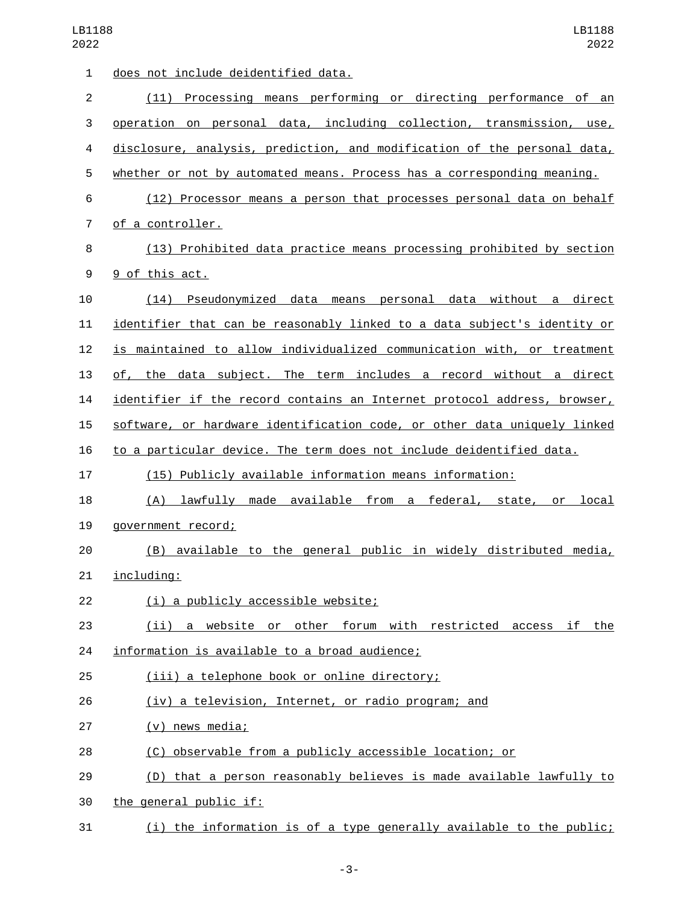does not include deidentified data.

(11) Processing means performing or directing performance of an operation on personal data, including collection, transmission, use, disclosure, analysis, prediction, and modification of the personal data, whether or not by automated means. Process has a corresponding meaning.

(12) Processor means a person that processes personal data on behalf of a controller.

(13) Prohibited data practice means processing prohibited by section 9 of this act.

(14) Pseudonymized data means personal data without a direct identifier that can be reasonably linked to a data subject's identity or is maintained to allow individualized communication with, or treatment of, the data subject. The term includes a record without a direct identifier if the record contains an Internet protocol address, browser, software, or hardware identification code, or other data uniquely linked to a particular device. The term does not include deidentified data.

(15) Publicly available information means information:

(A) lawfully made available from a federal, state, or local government record;

(B) available to the general public in widely distributed media, including:

(i) a publicly accessible website;

(ii) a website or other forum with restricted access if the information is available to a broad audience;

(iii) a telephone book or online directory;

(iv) a television, Internet, or radio program; and

(v) news media;

(C) observable from a publicly accessible location; or

(D) that a person reasonably believes is made available lawfully to the general public if:

(i) the information is of a type generally available to the public;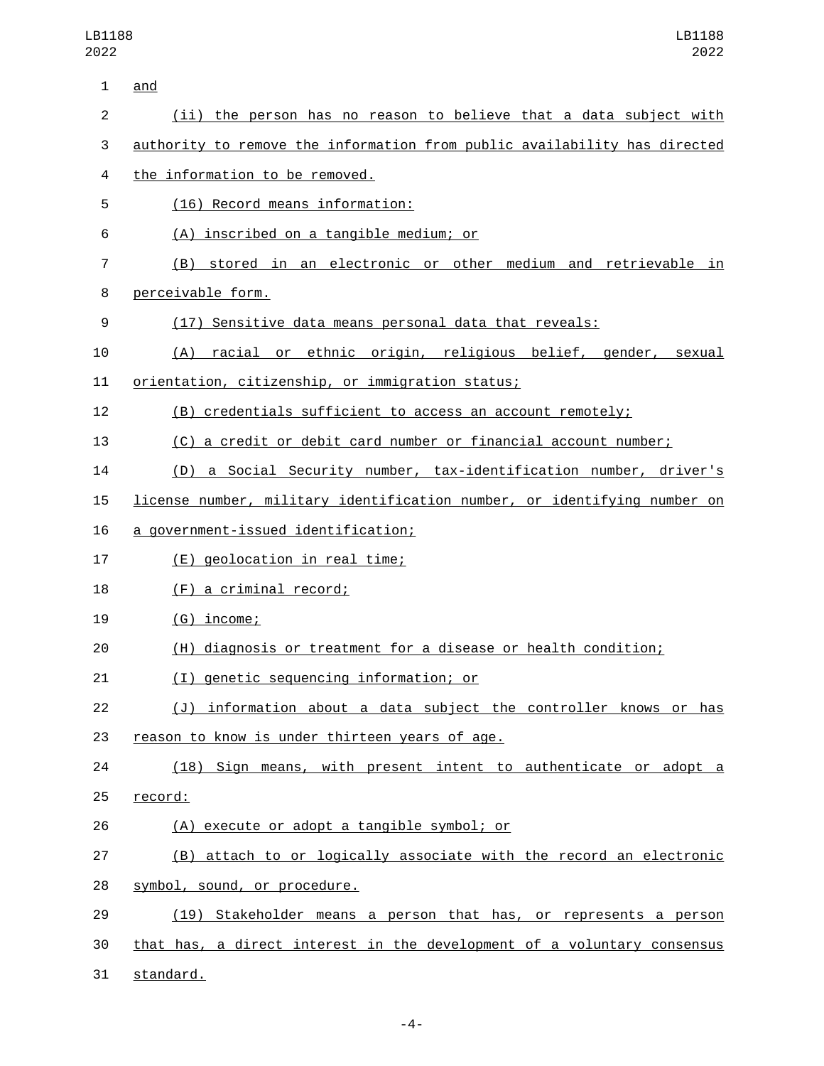and

(ii) the person has no reason to believe that a data subject with authority to remove the information from public availability has directed the information to be removed.

(16) Record means information:

(A) inscribed on a tangible medium; or

(B) stored in an electronic or other medium and retrievable in perceivable form.

(17) Sensitive data means personal data that reveals:

(A) racial or ethnic origin, religious belief, gender, sexual orientation, citizenship, or immigration status;

(B) credentials sufficient to access an account remotely;

(C) a credit or debit card number or financial account number;

(D) a Social Security number, tax-identification number, driver's license number, military identification number, or identifying number on a government-issued identification;

(E) geolocation in real time;

(F) a criminal record;

(G) income;

(H) diagnosis or treatment for a disease or health condition;

(I) genetic sequencing information; or

(J) information about a data subject the controller knows or has reason to know is under thirteen years of age.

(18) Sign means, with present intent to authenticate or adopt a record:

(A) execute or adopt a tangible symbol; or

(B) attach to or logically associate with the record an electronic symbol, sound, or procedure.

(19) Stakeholder means a person that has, or represents a person that has, a direct interest in the development of a voluntary consensus standard.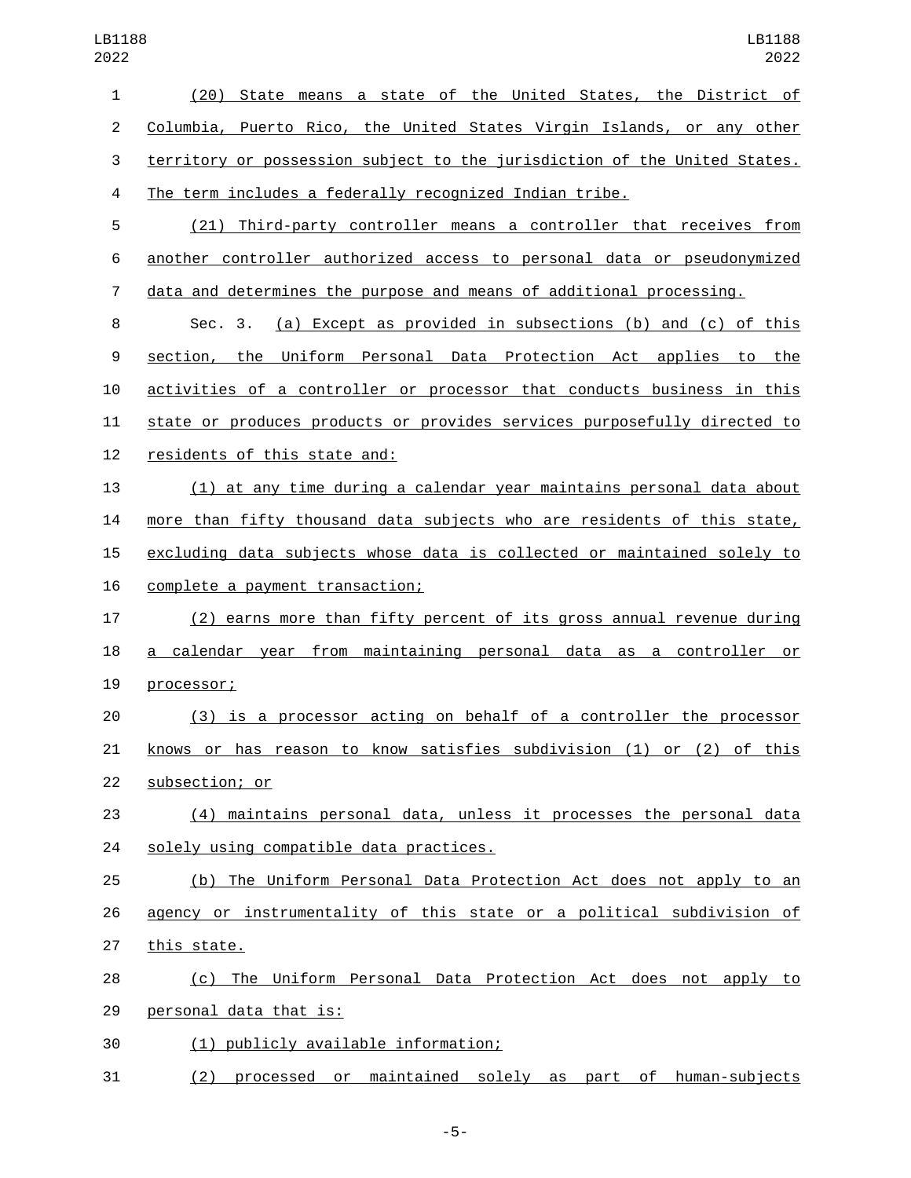(20) State means a state of the United States, the District of Columbia, Puerto Rico, the United States Virgin Islands, or any other territory or possession subject to the jurisdiction of the United States. The term includes a federally recognized Indian tribe.

(21) Third-party controller means a controller that receives from another controller authorized access to personal data or pseudonymized data and determines the purpose and means of additional processing.

Sec. 3. (a) Except as provided in subsections (b) and (c) of this section, the Uniform Personal Data Protection Act applies to the activities of a controller or processor that conducts business in this state or produces products or provides services purposefully directed to residents of this state and:

(1) at any time during a calendar year maintains personal data about more than fifty thousand data subjects who are residents of this state, excluding data subjects whose data is collected or maintained solely to complete a payment transaction;

(2) earns more than fifty percent of its gross annual revenue during a calendar year from maintaining personal data as a controller or processor;

(3) is a processor acting on behalf of a controller the processor knows or has reason to know satisfies subdivision (1) or (2) of this subsection; or

(4) maintains personal data, unless it processes the personal data solely using compatible data practices.

(b) The Uniform Personal Data Protection Act does not apply to an agency or instrumentality of this state or a political subdivision of this state.

(c) The Uniform Personal Data Protection Act does not apply to personal data that is:

(1) publicly available information;

(2) processed or maintained solely as part of human-subjects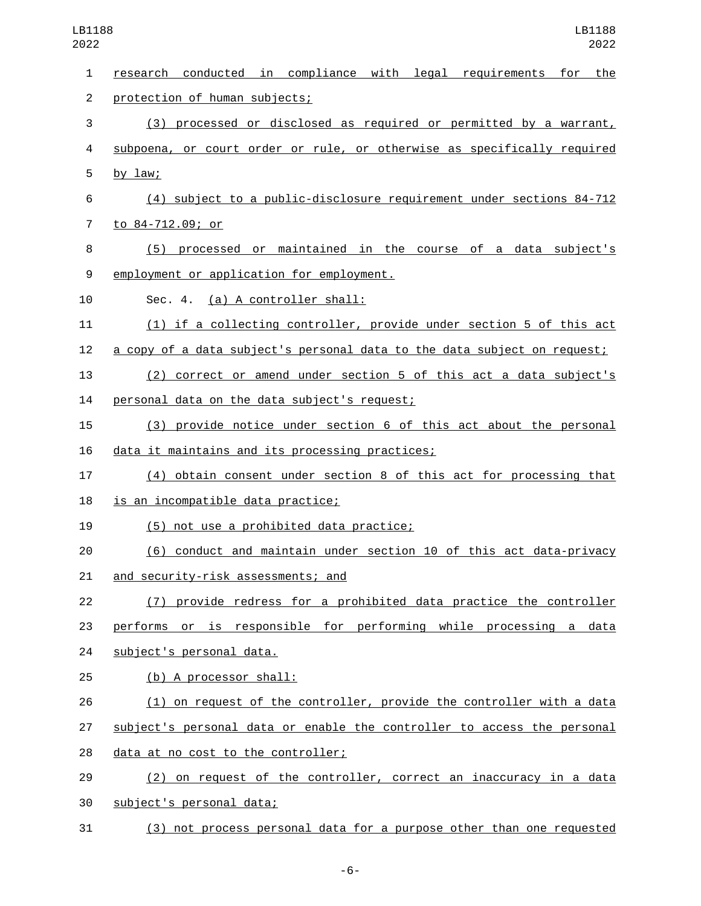research conducted in compliance with legal requirements for the protection of human subjects;

(3) processed or disclosed as required or permitted by a warrant, subpoena, or court order or rule, or otherwise as specifically required by law;

(4) subject to a public-disclosure requirement under sections 84-712 to 84-712.09; or

(5) processed or maintained in the course of a data subject's employment or application for employment.

Sec. 4. (a) A controller shall:

(1) if a collecting controller, provide under section 5 of this act a copy of a data subject's personal data to the data subject on request;

(2) correct or amend under section 5 of this act a data subject's personal data on the data subject's request;

(3) provide notice under section 6 of this act about the personal data it maintains and its processing practices;

(4) obtain consent under section 8 of this act for processing that is an incompatible data practice;

(5) not use a prohibited data practice;

(6) conduct and maintain under section 10 of this act data-privacy and security-risk assessments; and

(7) provide redress for a prohibited data practice the controller performs or is responsible for performing while processing a data subject's personal data.

(b) A processor shall:

(1) on request of the controller, provide the controller with a data subject's personal data or enable the controller to access the personal data at no cost to the controller;

(2) on request of the controller, correct an inaccuracy in a data subject's personal data;

(3) not process personal data for a purpose other than one requested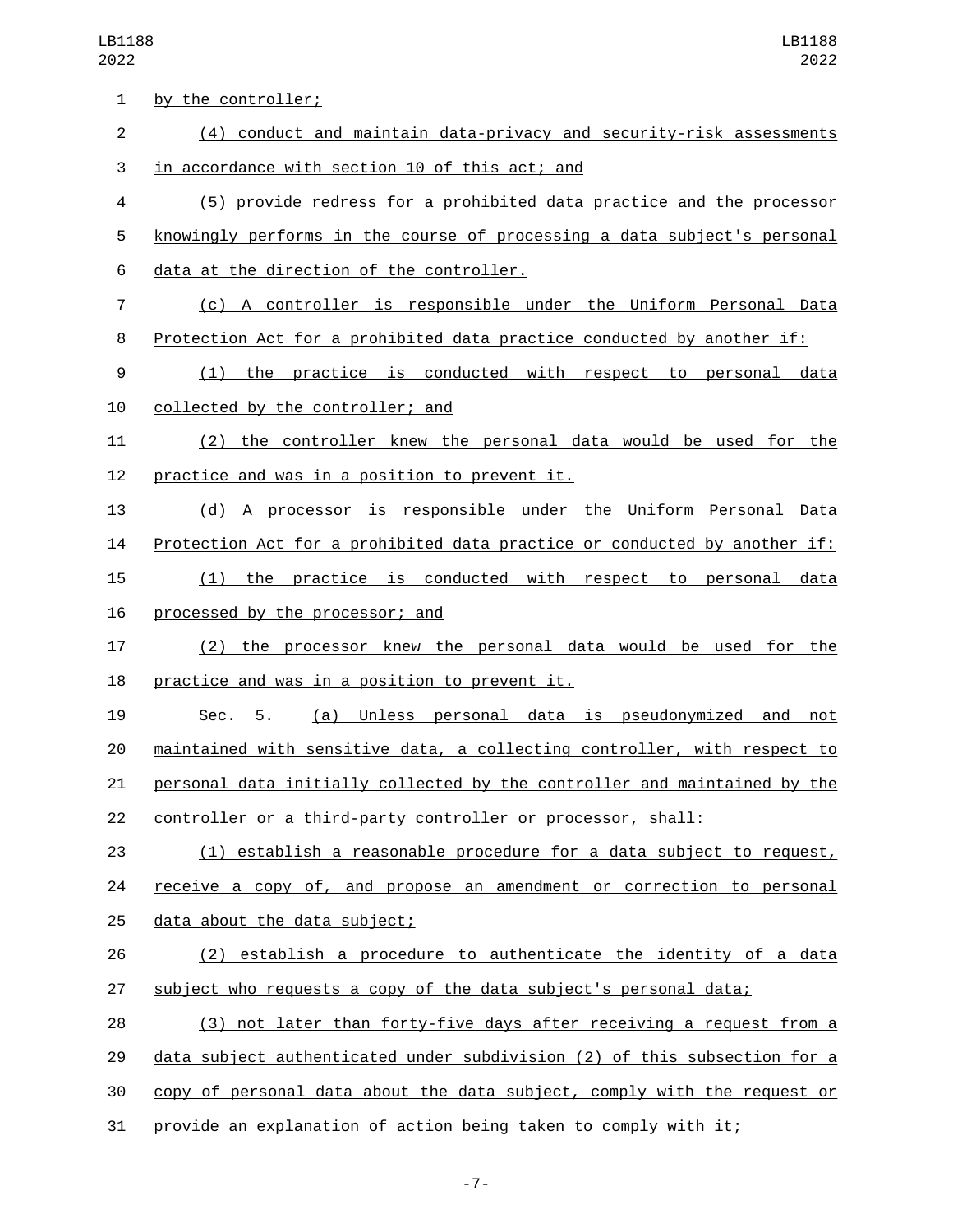by the controller;

(4) conduct and maintain data-privacy and security-risk assessments in accordance with section 10 of this act; and

(5) provide redress for a prohibited data practice and the processor knowingly performs in the course of processing a data subject's personal data at the direction of the controller.

(c) A controller is responsible under the Uniform Personal Data Protection Act for a prohibited data practice conducted by another if:

(1) the practice is conducted with respect to personal data collected by the controller; and

(2) the controller knew the personal data would be used for the practice and was in a position to prevent it.

(d) A processor is responsible under the Uniform Personal Data Protection Act for a prohibited data practice or conducted by another if:

(1) the practice is conducted with respect to personal data processed by the processor; and

(2) the processor knew the personal data would be used for the practice and was in a position to prevent it.

Sec. 5. (a) Unless personal data is pseudonymized and not maintained with sensitive data, a collecting controller, with respect to personal data initially collected by the controller and maintained by the controller or a third-party controller or processor, shall:

(1) establish a reasonable procedure for a data subject to request, receive a copy of, and propose an amendment or correction to personal data about the data subject;

(2) establish a procedure to authenticate the identity of a data subject who requests a copy of the data subject's personal data;

(3) not later than forty-five days after receiving a request from a data subject authenticated under subdivision (2) of this subsection for a copy of personal data about the data subject, comply with the request or provide an explanation of action being taken to comply with it;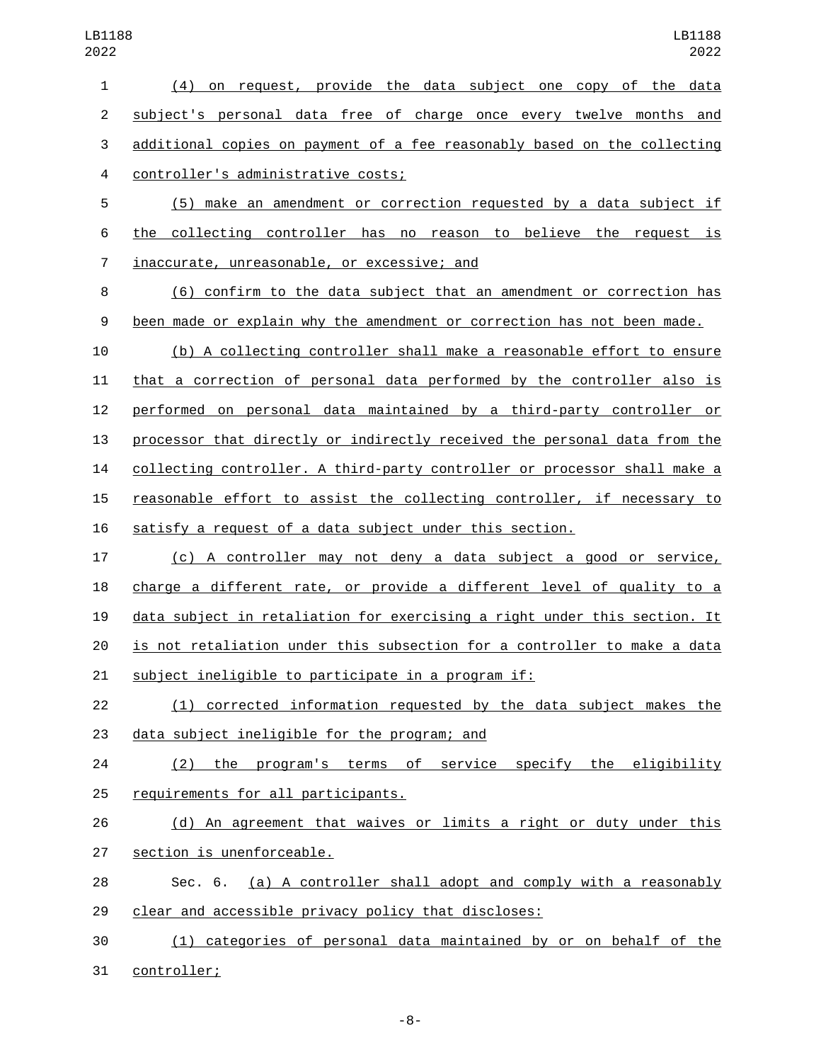(4) on request, provide the data subject one copy of the data subject's personal data free of charge once every twelve months and additional copies on payment of a fee reasonably based on the collecting controller's administrative costs;

(5) make an amendment or correction requested by a data subject if the collecting controller has no reason to believe the request is inaccurate, unreasonable, or excessive; and

(6) confirm to the data subject that an amendment or correction has been made or explain why the amendment or correction has not been made.

(b) A collecting controller shall make a reasonable effort to ensure that a correction of personal data performed by the controller also is performed on personal data maintained by a third-party controller or processor that directly or indirectly received the personal data from the collecting controller. A third-party controller or processor shall make a reasonable effort to assist the collecting controller, if necessary to satisfy a request of a data subject under this section.

(c) A controller may not deny a data subject a good or service, charge a different rate, or provide a different level of quality to a data subject in retaliation for exercising a right under this section. It is not retaliation under this subsection for a controller to make a data subject ineligible to participate in a program if:

(1) corrected information requested by the data subject makes the data subject ineligible for the program; and

(2) the program's terms of service specify the eligibility requirements for all participants.

(d) An agreement that waives or limits a right or duty under this section is unenforceable.

Sec. 6. (a) A controller shall adopt and comply with a reasonably clear and accessible privacy policy that discloses:

(1) categories of personal data maintained by or on behalf of the controller;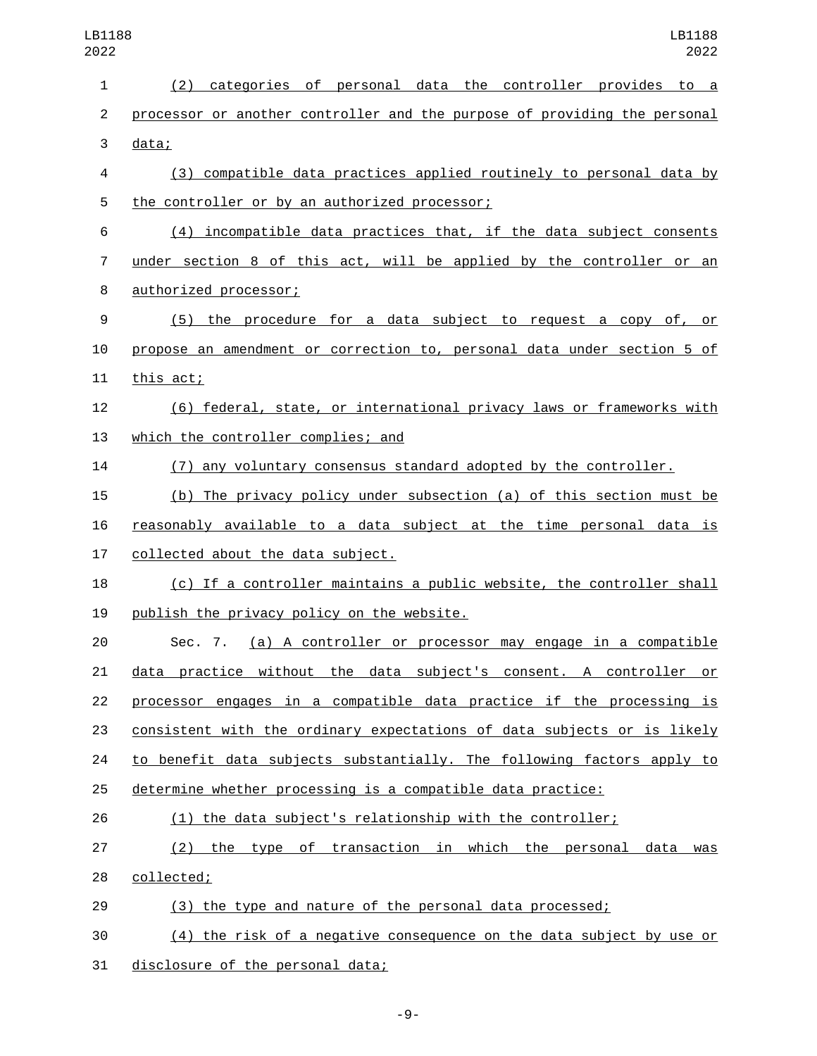(2) categories of personal data the controller provides to a processor or another controller and the purpose of providing the personal data;

(3) compatible data practices applied routinely to personal data by the controller or by an authorized processor;

(4) incompatible data practices that, if the data subject consents under section 8 of this act, will be applied by the controller or an authorized processor;

(5) the procedure for a data subject to request a copy of, or propose an amendment or correction to, personal data under section 5 of this act;

(6) federal, state, or international privacy laws or frameworks with which the controller complies; and

(7) any voluntary consensus standard adopted by the controller.

(b) The privacy policy under subsection (a) of this section must be reasonably available to a data subject at the time personal data is collected about the data subject.

(c) If a controller maintains a public website, the controller shall publish the privacy policy on the website.

Sec. 7. (a) A controller or processor may engage in a compatible data practice without the data subject's consent. A controller or processor engages in a compatible data practice if the processing is consistent with the ordinary expectations of data subjects or is likely to benefit data subjects substantially. The following factors apply to determine whether processing is a compatible data practice:

(1) the data subject's relationship with the controller;

(2) the type of transaction in which the personal data was collected;

(3) the type and nature of the personal data processed;

(4) the risk of a negative consequence on the data subject by use or disclosure of the personal data;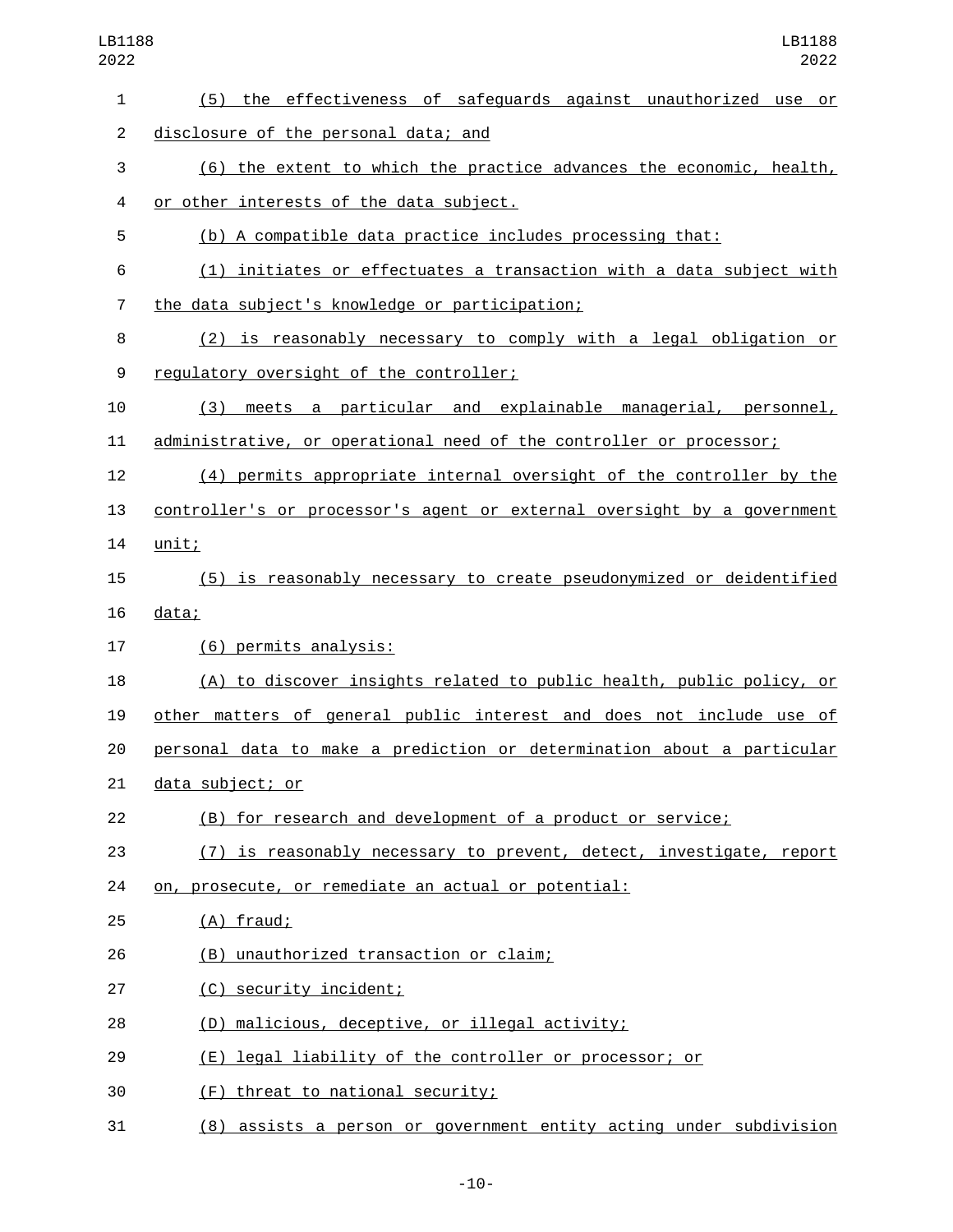(5) the effectiveness of safeguards against unauthorized use or disclosure of the personal data; and

(6) the extent to which the practice advances the economic, health, or other interests of the data subject.

(b) A compatible data practice includes processing that:

(1) initiates or effectuates a transaction with a data subject with the data subject's knowledge or participation;

(2) is reasonably necessary to comply with a legal obligation or regulatory oversight of the controller;

(3) meets a particular and explainable managerial, personnel, administrative, or operational need of the controller or processor;

(4) permits appropriate internal oversight of the controller by the controller's or processor's agent or external oversight by a government unit;

(5) is reasonably necessary to create pseudonymized or deidentified data;

(6) permits analysis:

(A) to discover insights related to public health, public policy, or other matters of general public interest and does not include use of personal data to make a prediction or determination about a particular data subject; or

(B) for research and development of a product or service;

(7) is reasonably necessary to prevent, detect, investigate, report on, prosecute, or remediate an actual or potential:

(A) fraud;

(B) unauthorized transaction or claim;

(C) security incident;

(D) malicious, deceptive, or illegal activity;

(E) legal liability of the controller or processor; or

(F) threat to national security;

(8) assists a person or government entity acting under subdivision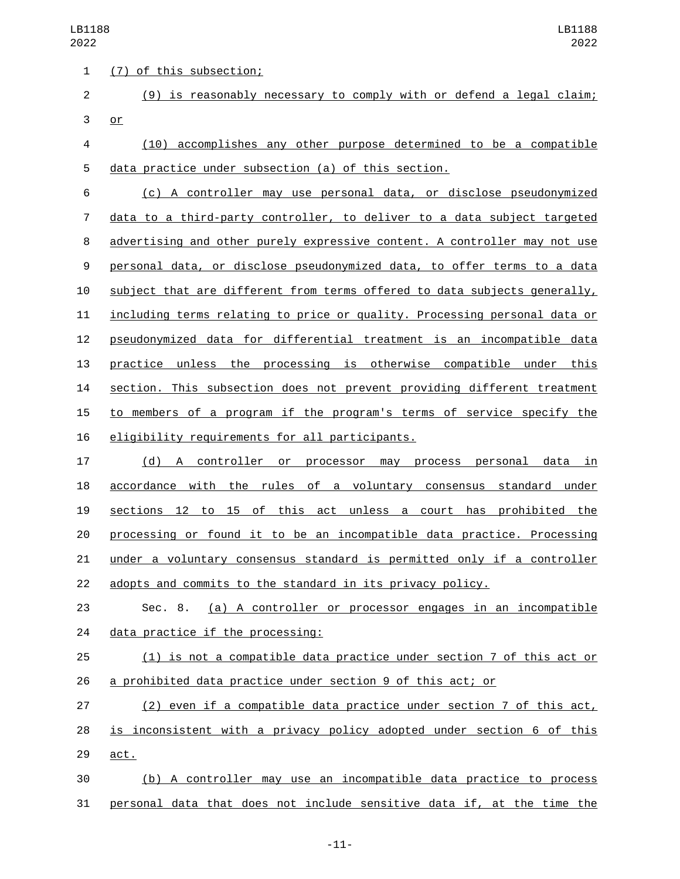(7) of this subsection;

(9) is reasonably necessary to comply with or defend a legal claim; or

(10) accomplishes any other purpose determined to be a compatible data practice under subsection (a) of this section.

(c) A controller may use personal data, or disclose pseudonymized data to a third-party controller, to deliver to a data subject targeted advertising and other purely expressive content. A controller may not use personal data, or disclose pseudonymized data, to offer terms to a data subject that are different from terms offered to data subjects generally, including terms relating to price or quality. Processing personal data or pseudonymized data for differential treatment is an incompatible data practice unless the processing is otherwise compatible under this section. This subsection does not prevent providing different treatment to members of a program if the program's terms of service specify the eligibility requirements for all participants.

(d) A controller or processor may process personal data in accordance with the rules of a voluntary consensus standard under sections 12 to 15 of this act unless a court has prohibited the processing or found it to be an incompatible data practice. Processing under a voluntary consensus standard is permitted only if a controller adopts and commits to the standard in its privacy policy.

Sec. 8. (a) A controller or processor engages in an incompatible data practice if the processing:

(1) is not a compatible data practice under section 7 of this act or a prohibited data practice under section 9 of this act; or

(2) even if a compatible data practice under section 7 of this act, is inconsistent with a privacy policy adopted under section 6 of this act.

(b) A controller may use an incompatible data practice to process personal data that does not include sensitive data if, at the time the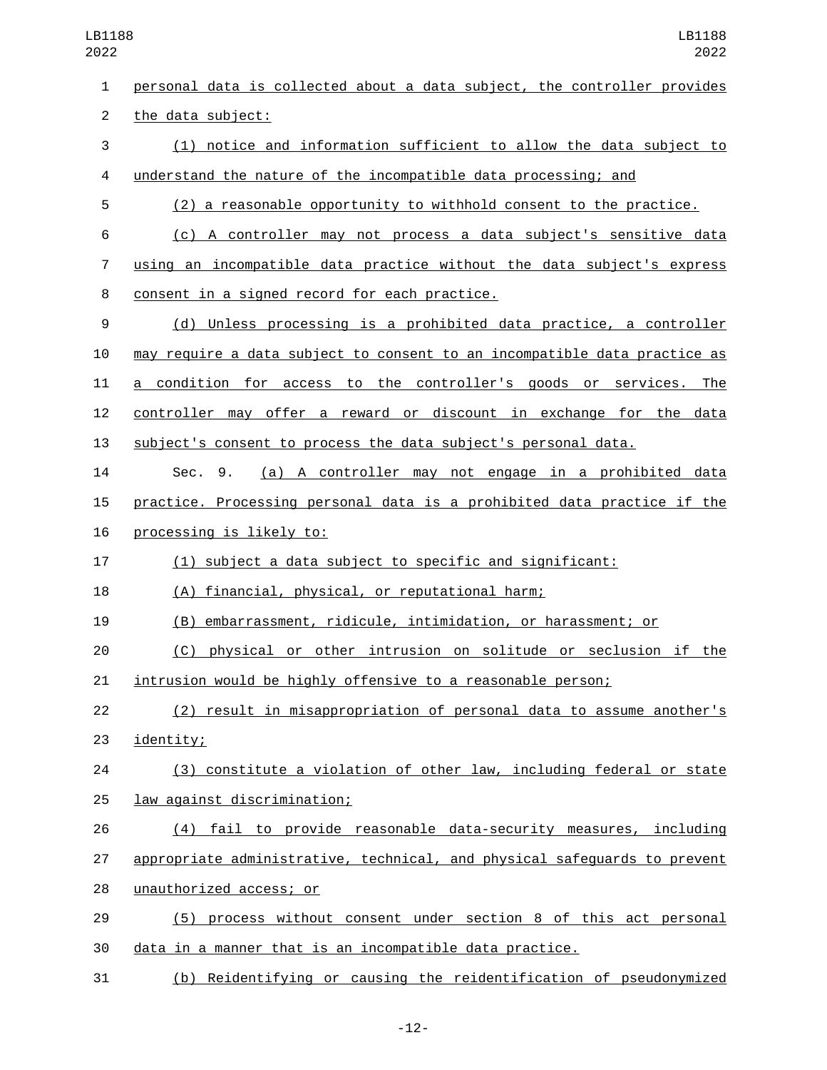personal data is collected about a data subject, the controller provides the data subject:

(1) notice and information sufficient to allow the data subject to understand the nature of the incompatible data processing; and

(2) a reasonable opportunity to withhold consent to the practice.

(c) A controller may not process a data subject's sensitive data using an incompatible data practice without the data subject's express consent in a signed record for each practice.

(d) Unless processing is a prohibited data practice, a controller may require a data subject to consent to an incompatible data practice as a condition for access to the controller's goods or services. The controller may offer a reward or discount in exchange for the data subject's consent to process the data subject's personal data.

Sec. 9. (a) A controller may not engage in a prohibited data practice. Processing personal data is a prohibited data practice if the processing is likely to:

(1) subject a data subject to specific and significant:

(A) financial, physical, or reputational harm;

(B) embarrassment, ridicule, intimidation, or harassment; or

(C) physical or other intrusion on solitude or seclusion if the intrusion would be highly offensive to a reasonable person;

(2) result in misappropriation of personal data to assume another's identity;

(3) constitute a violation of other law, including federal or state law against discrimination;

(4) fail to provide reasonable data-security measures, including appropriate administrative, technical, and physical safeguards to prevent unauthorized access; or

(5) process without consent under section 8 of this act personal data in a manner that is an incompatible data practice.

(b) Reidentifying or causing the reidentification of pseudonymized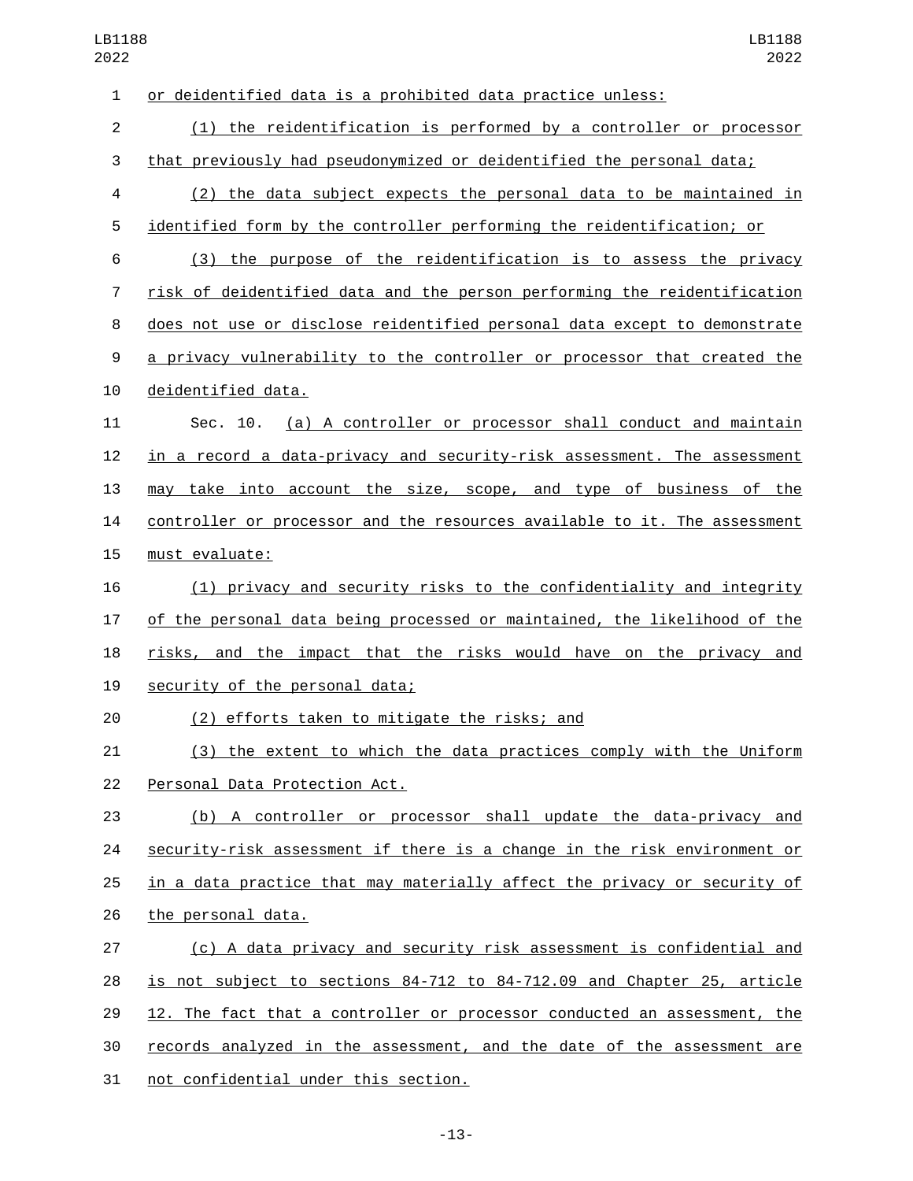or deidentified data is a prohibited data practice unless:

(1) the reidentification is performed by a controller or processor that previously had pseudonymized or deidentified the personal data;

(2) the data subject expects the personal data to be maintained in identified form by the controller performing the reidentification; or

(3) the purpose of the reidentification is to assess the privacy risk of deidentified data and the person performing the reidentification does not use or disclose reidentified personal data except to demonstrate a privacy vulnerability to the controller or processor that created the deidentified data.

Sec. 10. (a) A controller or processor shall conduct and maintain in a record a data-privacy and security-risk assessment. The assessment may take into account the size, scope, and type of business of the controller or processor and the resources available to it. The assessment must evaluate:

(1) privacy and security risks to the confidentiality and integrity of the personal data being processed or maintained, the likelihood of the risks, and the impact that the risks would have on the privacy and security of the personal data;

(2) efforts taken to mitigate the risks; and

(3) the extent to which the data practices comply with the Uniform Personal Data Protection Act.

(b) A controller or processor shall update the data-privacy and security-risk assessment if there is a change in the risk environment or in a data practice that may materially affect the privacy or security of the personal data.

(c) A data privacy and security risk assessment is confidential and is not subject to sections 84-712 to 84-712.09 and Chapter 25, article 12. The fact that a controller or processor conducted an assessment, the records analyzed in the assessment, and the date of the assessment are not confidential under this section.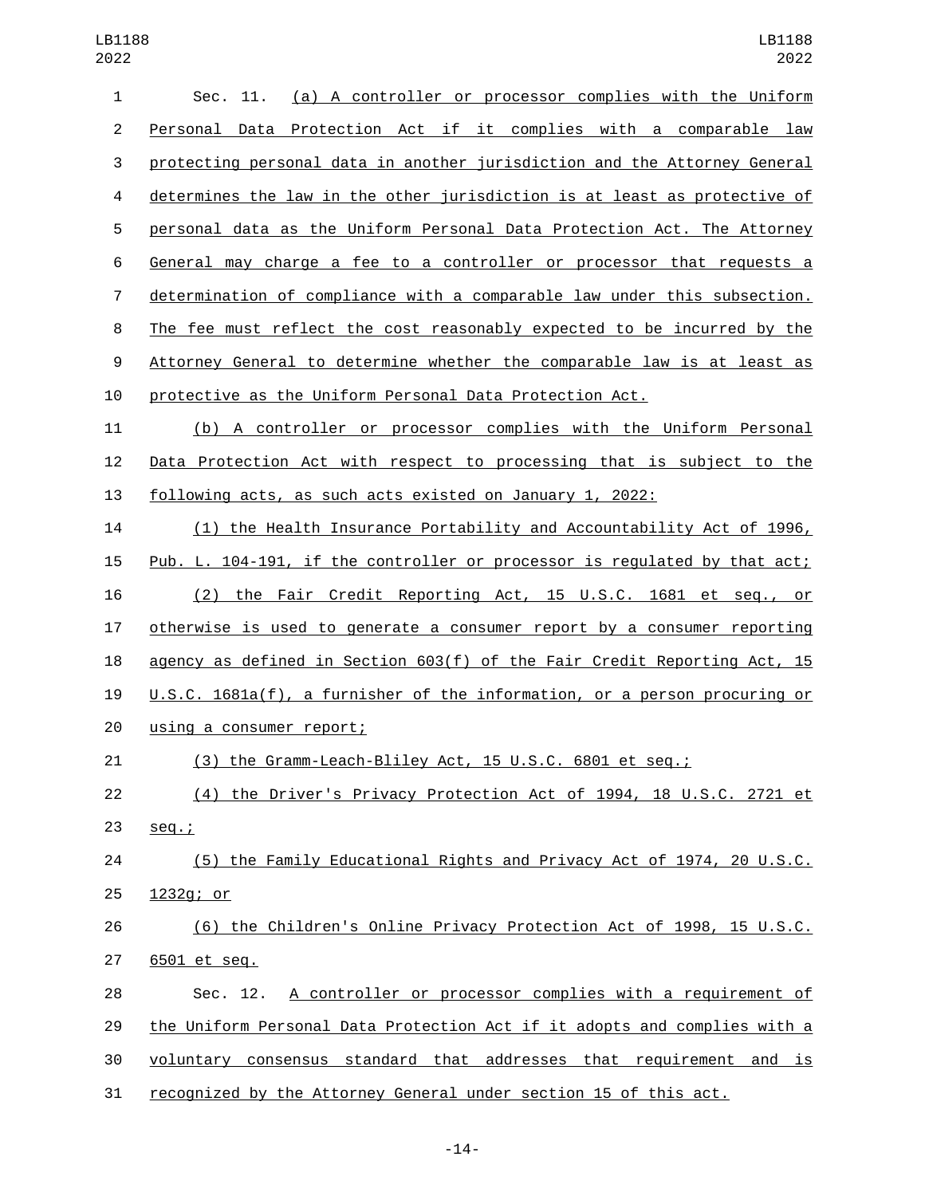Sec. 11. (a) A controller or processor complies with the Uniform Personal Data Protection Act if it complies with a comparable law protecting personal data in another jurisdiction and the Attorney General determines the law in the other jurisdiction is at least as protective of personal data as the Uniform Personal Data Protection Act. The Attorney General may charge a fee to a controller or processor that requests a determination of compliance with a comparable law under this subsection. The fee must reflect the cost reasonably expected to be incurred by the Attorney General to determine whether the comparable law is at least as protective as the Uniform Personal Data Protection Act.

(b) A controller or processor complies with the Uniform Personal Data Protection Act with respect to processing that is subject to the following acts, as such acts existed on January 1, 2022:

(1) the Health Insurance Portability and Accountability Act of 1996, Pub. L. 104-191, if the controller or processor is regulated by that act;

(2) the Fair Credit Reporting Act, 15 U.S.C. 1681 et seq., or otherwise is used to generate a consumer report by a consumer reporting agency as defined in Section 603(f) of the Fair Credit Reporting Act, 15 U.S.C. 1681a(f), a furnisher of the information, or a person procuring or using a consumer report;

(3) the Gramm-Leach-Bliley Act, 15 U.S.C. 6801 et seq.;

(4) the Driver's Privacy Protection Act of 1994, 18 U.S.C. 2721 et seq.;

(5) the Family Educational Rights and Privacy Act of 1974, 20 U.S.C. 1232g; or

(6) the Children's Online Privacy Protection Act of 1998, 15 U.S.C. 6501 et seq.

Sec. 12. A controller or processor complies with a requirement of the Uniform Personal Data Protection Act if it adopts and complies with a voluntary consensus standard that addresses that requirement and is recognized by the Attorney General under section 15 of this act.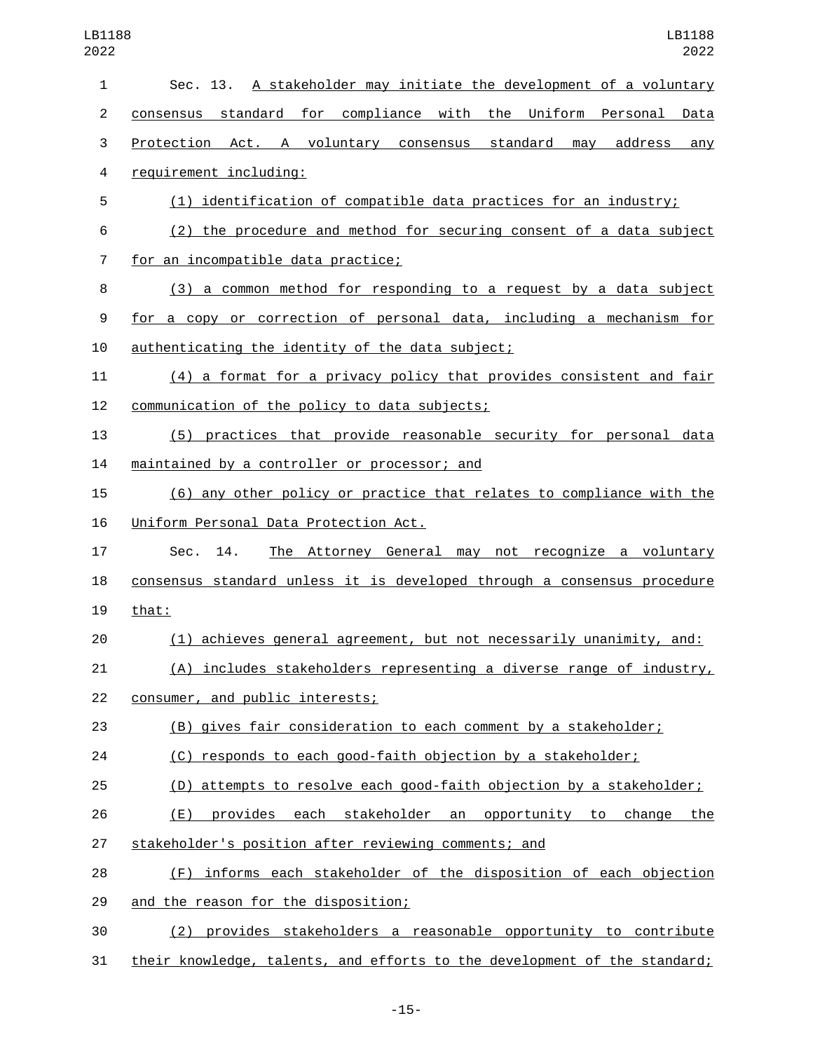Sec. 13. A stakeholder may initiate the development of a voluntary consensus standard for compliance with the Uniform Personal Data Protection Act. A voluntary consensus standard may address any requirement including:

(1) identification of compatible data practices for an industry;

(2) the procedure and method for securing consent of a data subject for an incompatible data practice;

(3) a common method for responding to a request by a data subject for a copy or correction of personal data, including a mechanism for authenticating the identity of the data subject;

(4) a format for a privacy policy that provides consistent and fair communication of the policy to data subjects;

(5) practices that provide reasonable security for personal data maintained by a controller or processor; and

(6) any other policy or practice that relates to compliance with the Uniform Personal Data Protection Act.

Sec. 14. The Attorney General may not recognize a voluntary consensus standard unless it is developed through a consensus procedure that:

(1) achieves general agreement, but not necessarily unanimity, and:

(A) includes stakeholders representing a diverse range of industry, consumer, and public interests;

(B) gives fair consideration to each comment by a stakeholder;

(C) responds to each good-faith objection by a stakeholder;

(D) attempts to resolve each good-faith objection by a stakeholder;

(E) provides each stakeholder an opportunity to change the stakeholder's position after reviewing comments; and

(F) informs each stakeholder of the disposition of each objection and the reason for the disposition;

(2) provides stakeholders a reasonable opportunity to contribute their knowledge, talents, and efforts to the development of the standard;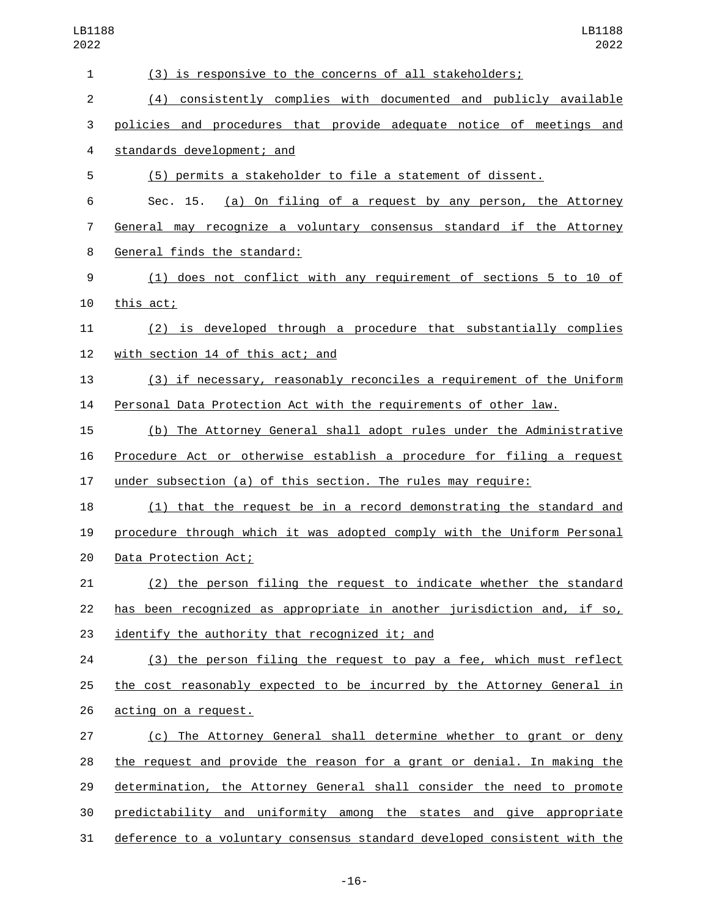(3) is responsive to the concerns of all stakeholders;

(4) consistently complies with documented and publicly available policies and procedures that provide adequate notice of meetings and standards development; and

(5) permits a stakeholder to file a statement of dissent.

Sec. 15. (a) On filing of a request by any person, the Attorney General may recognize a voluntary consensus standard if the Attorney General finds the standard:

(1) does not conflict with any requirement of sections 5 to 10 of this act;

(2) is developed through a procedure that substantially complies with section 14 of this act; and

(3) if necessary, reasonably reconciles a requirement of the Uniform Personal Data Protection Act with the requirements of other law.

(b) The Attorney General shall adopt rules under the Administrative Procedure Act or otherwise establish a procedure for filing a request under subsection (a) of this section. The rules may require:

(1) that the request be in a record demonstrating the standard and procedure through which it was adopted comply with the Uniform Personal Data Protection Act;

(2) the person filing the request to indicate whether the standard has been recognized as appropriate in another jurisdiction and, if so, identify the authority that recognized it; and

(3) the person filing the request to pay a fee, which must reflect the cost reasonably expected to be incurred by the Attorney General in acting on a request.

(c) The Attorney General shall determine whether to grant or deny the request and provide the reason for a grant or denial. In making the determination, the Attorney General shall consider the need to promote predictability and uniformity among the states and give appropriate deference to a voluntary consensus standard developed consistent with the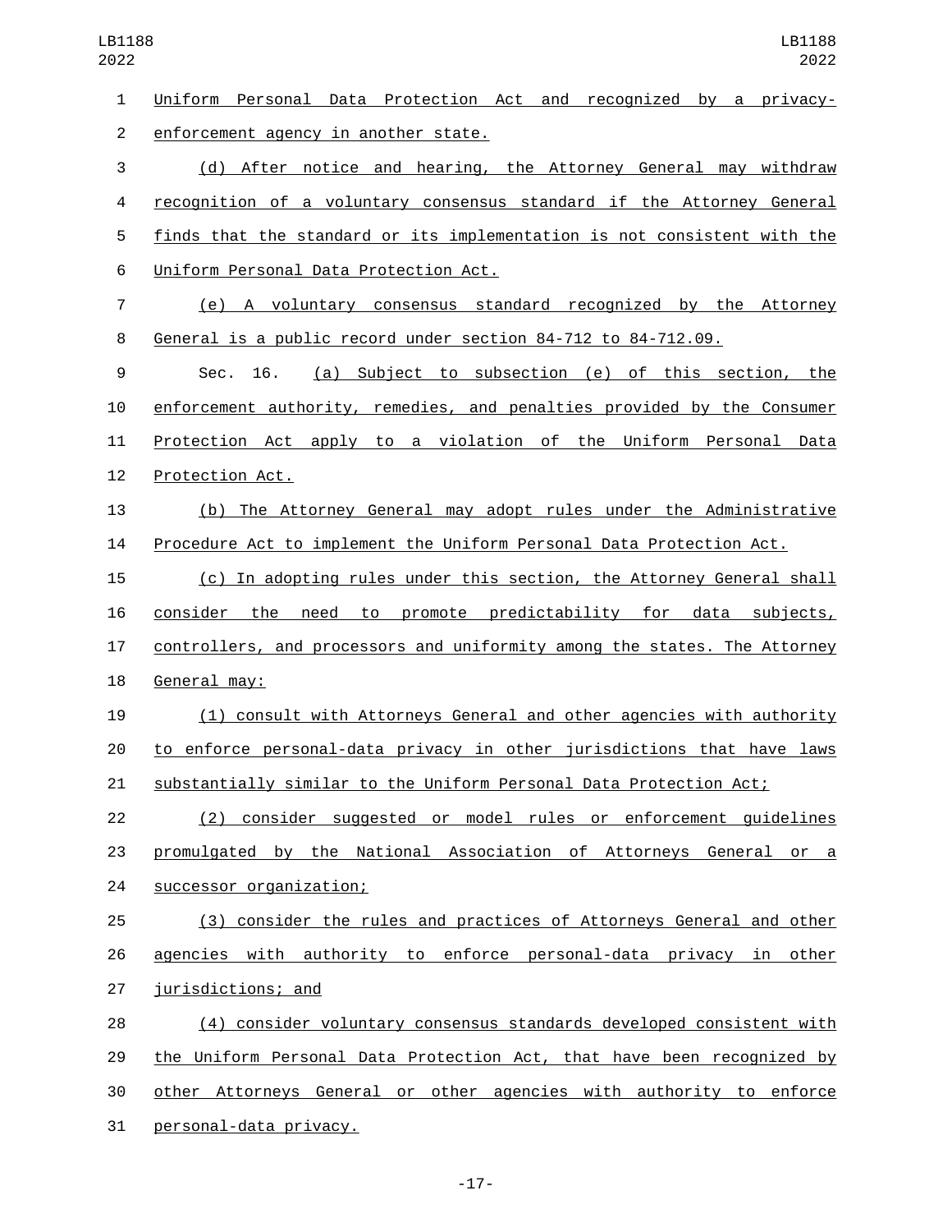Uniform Personal Data Protection Act and recognized by a privacy-enforcement agency in another state.

(d) After notice and hearing, the Attorney General may withdraw recognition of a voluntary consensus standard if the Attorney General finds that the standard or its implementation is not consistent with the Uniform Personal Data Protection Act.

(e) A voluntary consensus standard recognized by the Attorney General is a public record under section 84-712 to 84-712.09.

Sec. 16. (a) Subject to subsection (e) of this section, the enforcement authority, remedies, and penalties provided by the Consumer Protection Act apply to a violation of the Uniform Personal Data Protection Act.

(b) The Attorney General may adopt rules under the Administrative Procedure Act to implement the Uniform Personal Data Protection Act.

(c) In adopting rules under this section, the Attorney General shall consider the need to promote predictability for data subjects, controllers, and processors and uniformity among the states. The Attorney General may:

(1) consult with Attorneys General and other agencies with authority to enforce personal-data privacy in other jurisdictions that have laws substantially similar to the Uniform Personal Data Protection Act;

(2) consider suggested or model rules or enforcement guidelines promulgated by the National Association of Attorneys General or a successor organization;

(3) consider the rules and practices of Attorneys General and other agencies with authority to enforce personal-data privacy in other jurisdictions; and

(4) consider voluntary consensus standards developed consistent with the Uniform Personal Data Protection Act, that have been recognized by other Attorneys General or other agencies with authority to enforce personal-data privacy.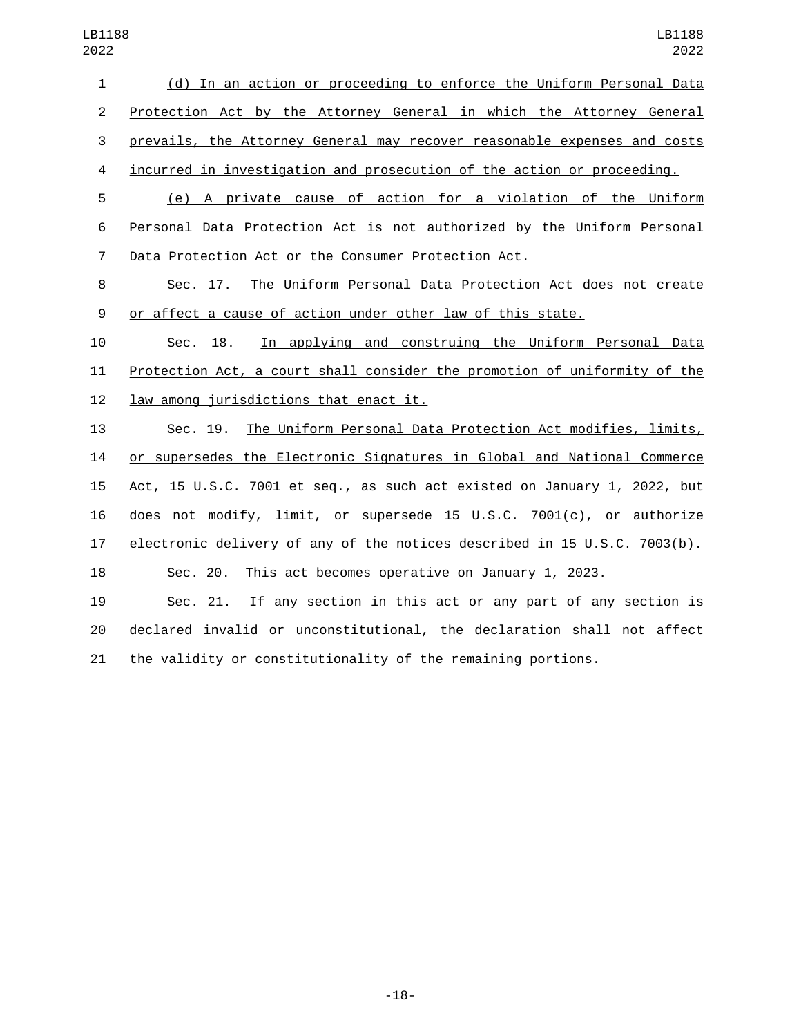(d) In an action or proceeding to enforce the Uniform Personal Data Protection Act by the Attorney General in which the Attorney General prevails, the Attorney General may recover reasonable expenses and costs incurred in investigation and prosecution of the action or proceeding.

(e) A private cause of action for a violation of the Uniform Personal Data Protection Act is not authorized by the Uniform Personal Data Protection Act or the Consumer Protection Act.

Sec. 17. The Uniform Personal Data Protection Act does not create or affect a cause of action under other law of this state.

Sec. 18. In applying and construing the Uniform Personal Data Protection Act, a court shall consider the promotion of uniformity of the law among jurisdictions that enact it.

Sec. 19. The Uniform Personal Data Protection Act modifies, limits, or supersedes the Electronic Signatures in Global and National Commerce Act, 15 U.S.C. 7001 et seq., as such act existed on January 1, 2022, but does not modify, limit, or supersede 15 U.S.C. 7001(c), or authorize electronic delivery of any of the notices described in 15 U.S.C. 7003(b).

Sec. 20. This act becomes operative on January 1, 2023.

Sec. 21. If any section in this act or any part of any section is declared invalid or unconstitutional, the declaration shall not affect the validity or constitutionality of the remaining portions.